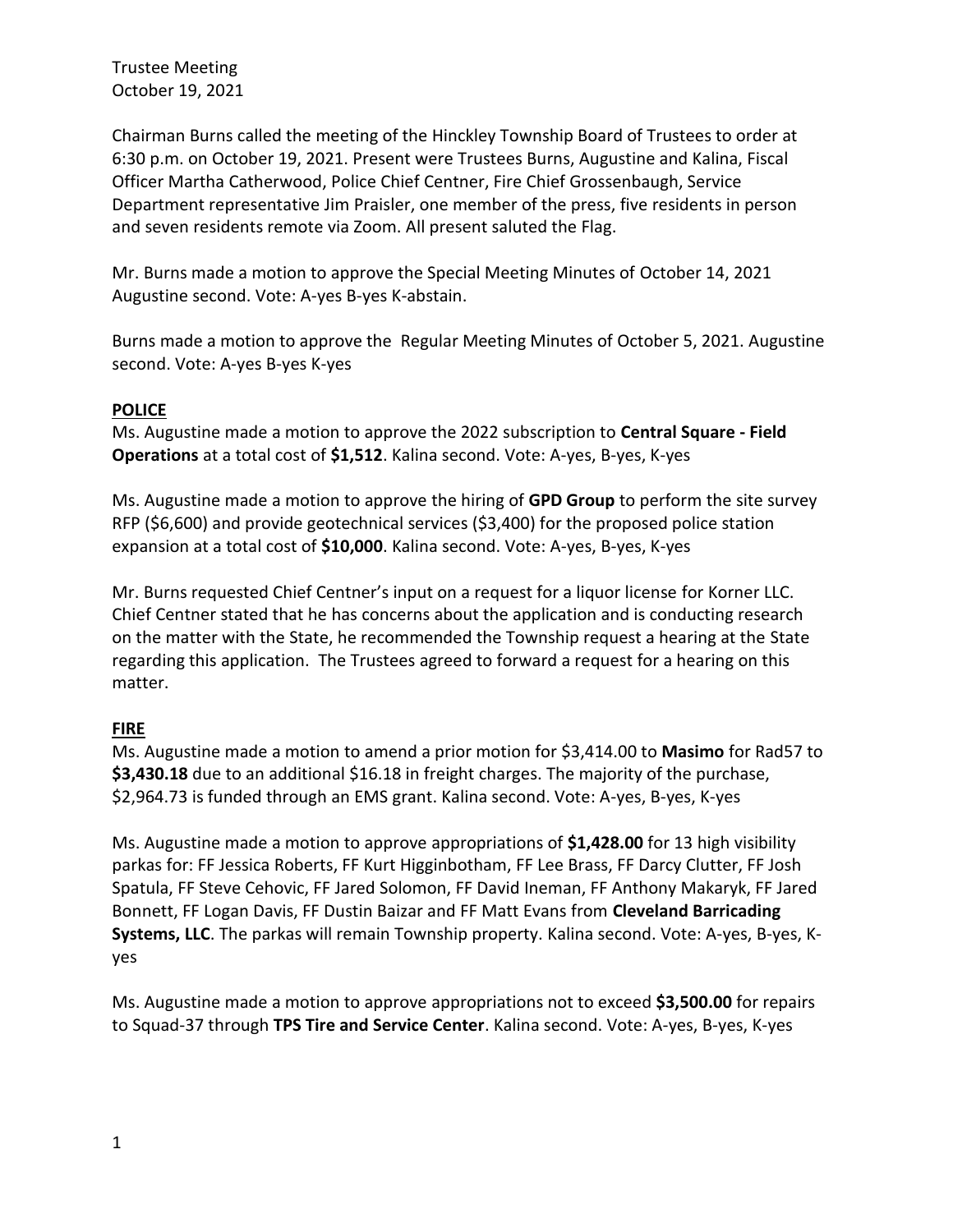Trustee Meeting
October 19, 2021

Chairman Burns called the meeting of the Hinckley Township Board of Trustees to order at 6:30 p.m. on October 19, 2021. Present were Trustees Burns, Augustine and Kalina, Fiscal Officer Martha Catherwood, Police Chief Centner, Fire Chief Grossenbaugh, Service Department representative Jim Praisler, one member of the press, five residents in person and seven residents remote via Zoom. All present saluted the Flag.

Mr. Burns made a motion to approve the Special Meeting Minutes of October 14, 2021 Augustine second. Vote: A-yes B-yes K-abstain.

Burns made a motion to approve the Regular Meeting Minutes of October 5, 2021. Augustine second. Vote: A-yes B-yes K-yes

## POLICE

Ms. Augustine made a motion to approve the 2022 subscription to **Central Square - Field Operations** at a total cost of **$1,512**. Kalina second. Vote: A-yes, B-yes, K-yes

Ms. Augustine made a motion to approve the hiring of **GPD Group** to perform the site survey RFP ($6,600) and provide geotechnical services ($3,400) for the proposed police station expansion at a total cost of **$10,000**. Kalina second. Vote: A-yes, B-yes, K-yes

Mr. Burns requested Chief Centner's input on a request for a liquor license for Korner LLC. Chief Centner stated that he has concerns about the application and is conducting research on the matter with the State, he recommended the Township request a hearing at the State regarding this application. The Trustees agreed to forward a request for a hearing on this matter.

## FIRE

Ms. Augustine made a motion to amend a prior motion for $3,414.00 to **Masimo** for Rad57 to **$3,430.18** due to an additional $16.18 in freight charges. The majority of the purchase, $2,964.73 is funded through an EMS grant. Kalina second. Vote: A-yes, B-yes, K-yes

Ms. Augustine made a motion to approve appropriations of **$1,428.00** for 13 high visibility parkas for: FF Jessica Roberts, FF Kurt Higginbotham, FF Lee Brass, FF Darcy Clutter, FF Josh Spatula, FF Steve Cehovic, FF Jared Solomon, FF David Ineman, FF Anthony Makaryk, FF Jared Bonnett, FF Logan Davis, FF Dustin Baizar and FF Matt Evans from **Cleveland Barricading Systems, LLC**. The parkas will remain Township property. Kalina second. Vote: A-yes, B-yes, K-yes

Ms. Augustine made a motion to approve appropriations not to exceed **$3,500.00** for repairs to Squad-37 through **TPS Tire and Service Center**. Kalina second. Vote: A-yes, B-yes, K-yes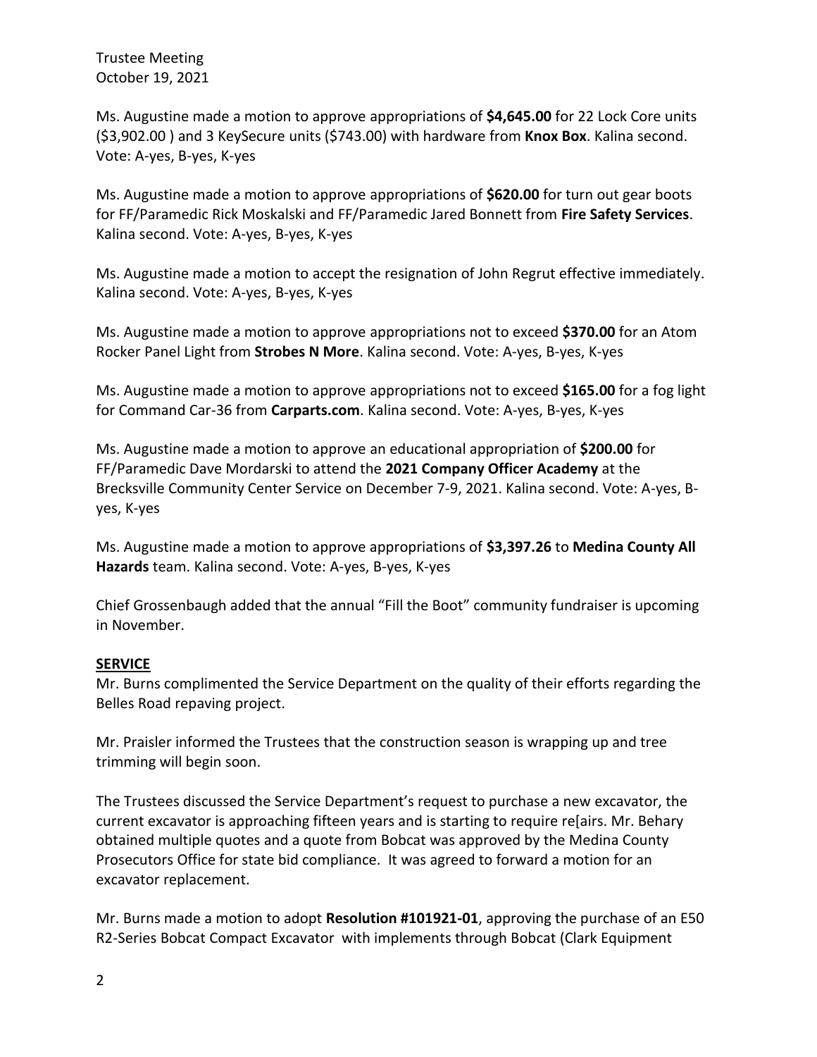Ms. Augustine made a motion to approve appropriations of **$4,645.00** for 22 Lock Core units ($3,902.00 ) and 3 KeySecure units ($743.00) with hardware from **Knox Box**. Kalina second. Vote: A-yes, B-yes, K-yes

Ms. Augustine made a motion to approve appropriations of **$620.00** for turn out gear boots for FF/Paramedic Rick Moskalski and FF/Paramedic Jared Bonnett from **Fire Safety Services**. Kalina second. Vote: A-yes, B-yes, K-yes

Ms. Augustine made a motion to accept the resignation of John Regrut effective immediately. Kalina second. Vote: A-yes, B-yes, K-yes

Ms. Augustine made a motion to approve appropriations not to exceed **$370.00** for an Atom Rocker Panel Light from **Strobes N More**. Kalina second. Vote: A-yes, B-yes, K-yes

Ms. Augustine made a motion to approve appropriations not to exceed **$165.00** for a fog light for Command Car-36 from **Carparts.com**. Kalina second. Vote: A-yes, B-yes, K-yes

Ms. Augustine made a motion to approve an educational appropriation of **$200.00** for FF/Paramedic Dave Mordarski to attend the **2021 Company Officer Academy** at the Brecksville Community Center Service on December 7-9, 2021. Kalina second. Vote: A-yes, B-yes, K-yes

Ms. Augustine made a motion to approve appropriations of **$3,397.26** to **Medina County All Hazards** team. Kalina second. Vote: A-yes, B-yes, K-yes

Chief Grossenbaugh added that the annual "Fill the Boot" community fundraiser is upcoming in November.

**SERVICE**

Mr. Burns complimented the Service Department on the quality of their efforts regarding the Belles Road repaving project.

Mr. Praisler informed the Trustees that the construction season is wrapping up and tree trimming will begin soon.

The Trustees discussed the Service Department's request to purchase a new excavator, the current excavator is approaching fifteen years and is starting to require re[airs. Mr. Behary obtained multiple quotes and a quote from Bobcat was approved by the Medina County Prosecutors Office for state bid compliance. It was agreed to forward a motion for an excavator replacement.

Mr. Burns made a motion to adopt **Resolution #101921-01**, approving the purchase of an E50 R2-Series Bobcat Compact Excavator with implements through Bobcat (Clark Equipment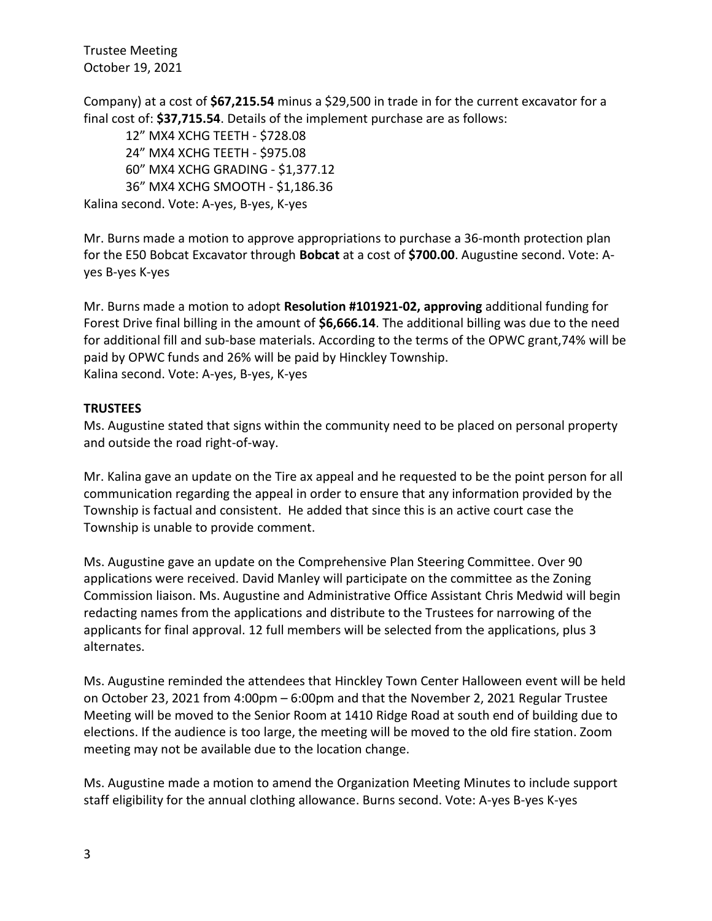Company) at a cost of **$67,215.54** minus a $29,500 in trade in for the current excavator for a final cost of: **$37,715.54**. Details of the implement purchase are as follows:

12" MX4 XCHG TEETH - $728.08
24" MX4 XCHG TEETH - $975.08
60" MX4 XCHG GRADING - $1,377.12
36" MX4 XCHG SMOOTH - $1,186.36

Kalina second. Vote: A-yes, B-yes, K-yes

Mr. Burns made a motion to approve appropriations to purchase a 36-month protection plan for the E50 Bobcat Excavator through **Bobcat** at a cost of **$700.00**. Augustine second. Vote: A-yes B-yes K-yes

Mr. Burns made a motion to adopt **Resolution #101921-02, approving** additional funding for Forest Drive final billing in the amount of **$6,666.14**. The additional billing was due to the need for additional fill and sub-base materials. According to the terms of the OPWC grant,74% will be paid by OPWC funds and 26% will be paid by Hinckley Township.
Kalina second. Vote: A-yes, B-yes, K-yes

**TRUSTEES**

Ms. Augustine stated that signs within the community need to be placed on personal property and outside the road right-of-way.

Mr. Kalina gave an update on the Tire ax appeal and he requested to be the point person for all communication regarding the appeal in order to ensure that any information provided by the Township is factual and consistent. He added that since this is an active court case the Township is unable to provide comment.

Ms. Augustine gave an update on the Comprehensive Plan Steering Committee. Over 90 applications were received. David Manley will participate on the committee as the Zoning Commission liaison. Ms. Augustine and Administrative Office Assistant Chris Medwid will begin redacting names from the applications and distribute to the Trustees for narrowing of the applicants for final approval. 12 full members will be selected from the applications, plus 3 alternates.

Ms. Augustine reminded the attendees that Hinckley Town Center Halloween event will be held on October 23, 2021 from 4:00pm – 6:00pm and that the November 2, 2021 Regular Trustee Meeting will be moved to the Senior Room at 1410 Ridge Road at south end of building due to elections. If the audience is too large, the meeting will be moved to the old fire station. Zoom meeting may not be available due to the location change.

Ms. Augustine made a motion to amend the Organization Meeting Minutes to include support staff eligibility for the annual clothing allowance. Burns second. Vote: A-yes B-yes K-yes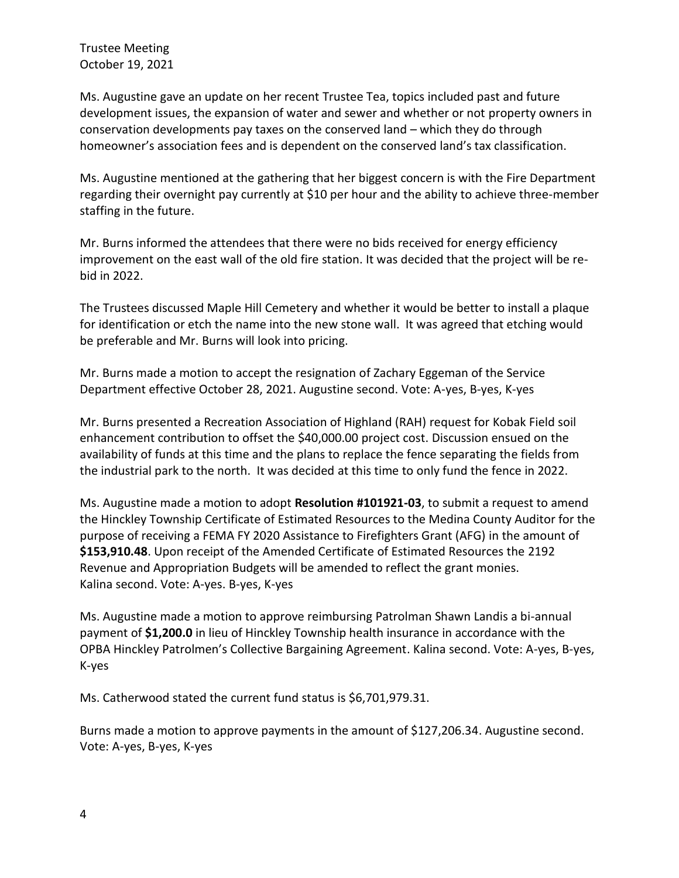Ms. Augustine gave an update on her recent Trustee Tea, topics included past and future development issues, the expansion of water and sewer and whether or not property owners in conservation developments pay taxes on the conserved land – which they do through homeowner's association fees and is dependent on the conserved land's tax classification.

Ms. Augustine mentioned at the gathering that her biggest concern is with the Fire Department regarding their overnight pay currently at $10 per hour and the ability to achieve three-member staffing in the future.

Mr. Burns informed the attendees that there were no bids received for energy efficiency improvement on the east wall of the old fire station. It was decided that the project will be re-bid in 2022.

The Trustees discussed Maple Hill Cemetery and whether it would be better to install a plaque for identification or etch the name into the new stone wall. It was agreed that etching would be preferable and Mr. Burns will look into pricing.

Mr. Burns made a motion to accept the resignation of Zachary Eggeman of the Service Department effective October 28, 2021. Augustine second. Vote: A-yes, B-yes, K-yes

Mr. Burns presented a Recreation Association of Highland (RAH) request for Kobak Field soil enhancement contribution to offset the $40,000.00 project cost. Discussion ensued on the availability of funds at this time and the plans to replace the fence separating the fields from the industrial park to the north. It was decided at this time to only fund the fence in 2022.

Ms. Augustine made a motion to adopt **Resolution #101921-03**, to submit a request to amend the Hinckley Township Certificate of Estimated Resources to the Medina County Auditor for the purpose of receiving a FEMA FY 2020 Assistance to Firefighters Grant (AFG) in the amount of **$153,910.48**. Upon receipt of the Amended Certificate of Estimated Resources the 2192 Revenue and Appropriation Budgets will be amended to reflect the grant monies.
Kalina second. Vote: A-yes. B-yes, K-yes

Ms. Augustine made a motion to approve reimbursing Patrolman Shawn Landis a bi-annual payment of **$1,200.0** in lieu of Hinckley Township health insurance in accordance with the OPBA Hinckley Patrolmen's Collective Bargaining Agreement. Kalina second. Vote: A-yes, B-yes, K-yes

Ms. Catherwood stated the current fund status is $6,701,979.31.

Burns made a motion to approve payments in the amount of $127,206.34. Augustine second. Vote: A-yes, B-yes, K-yes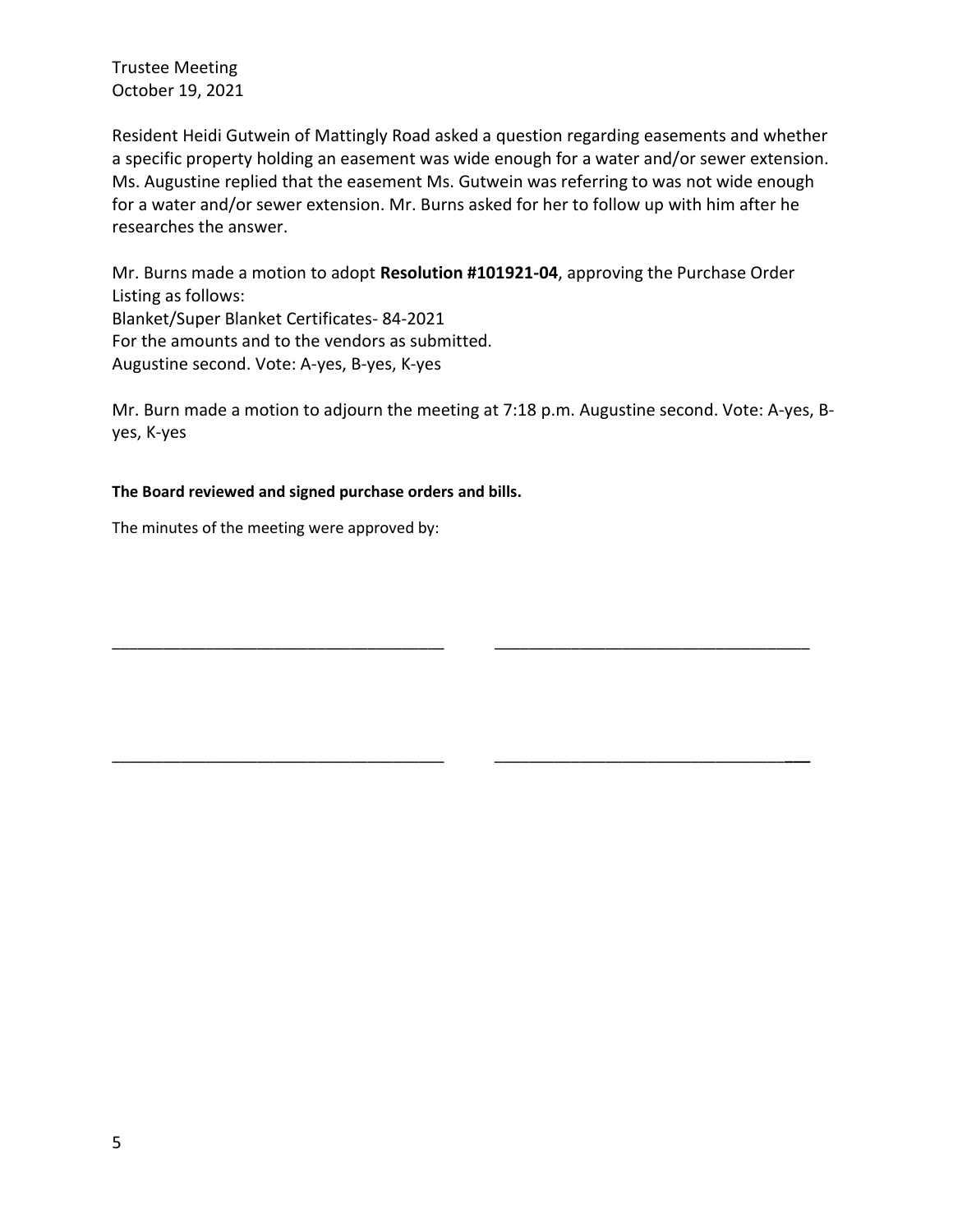Resident Heidi Gutwein of Mattingly Road asked a question regarding easements and whether a specific property holding an easement was wide enough for a water and/or sewer extension. Ms. Augustine replied that the easement Ms. Gutwein was referring to was not wide enough for a water and/or sewer extension. Mr. Burns asked for her to follow up with him after he researches the answer.

Mr. Burns made a motion to adopt **Resolution #101921-04**, approving the Purchase Order Listing as follows:
Blanket/Super Blanket Certificates- 84-2021
For the amounts and to the vendors as submitted.
Augustine second. Vote: A-yes, B-yes, K-yes

Mr. Burn made a motion to adjourn the meeting at 7:18 p.m. Augustine second. Vote: A-yes, B-yes, K-yes

**The Board reviewed and signed purchase orders and bills.**

The minutes of the meeting were approved by:

_____________________________________ _____________________________________

_____________________________________ _____________________________________